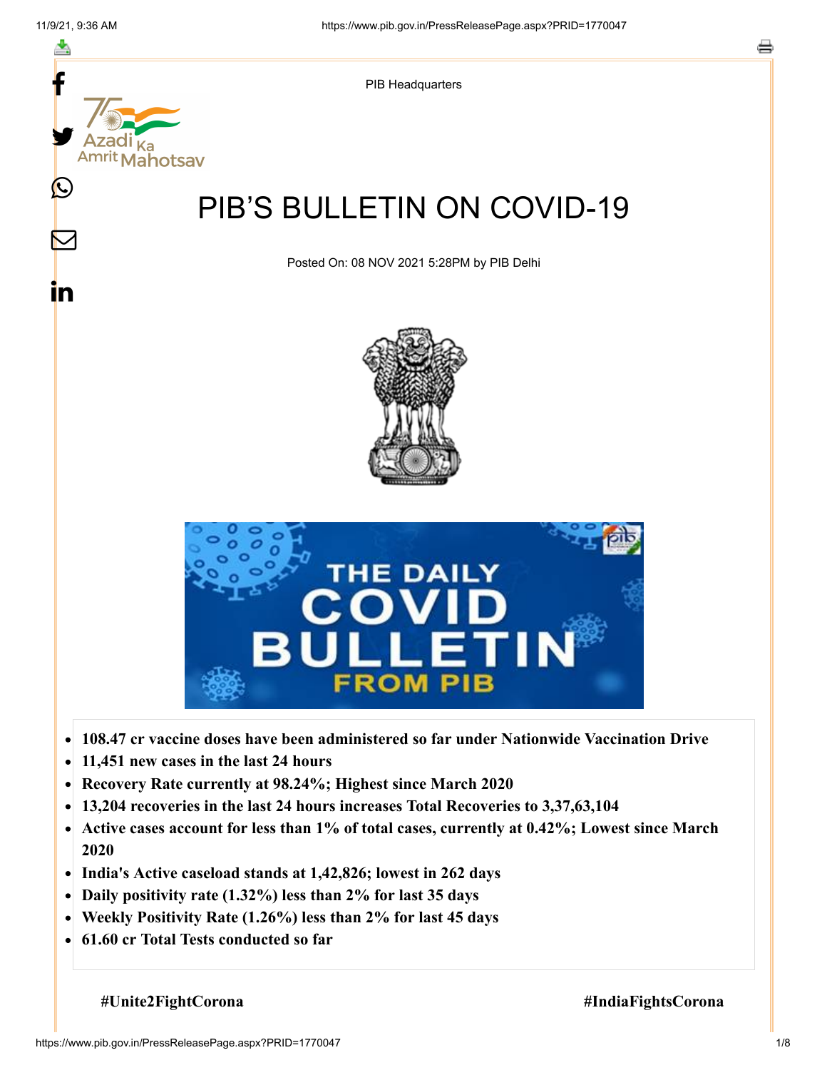PIB Headquarters

# PIB'S BULLETIN ON COVID-19

Posted On: 08 NOV 2021 5:28PM by PIB Delhi

- **108.47 cr vaccine doses have been administered so far under Nationwide Vaccination Drive**
- **11,451 new cases in the last 24 hours**
- **Recovery Rate currently at 98.24%; Highest since March 2020**
- **13,204 recoveries in the last 24 hours increases Total Recoveries to 3,37,63,104**
- **Active cases account for less than 1% of total cases, currently at 0.42%; Lowest since March 2020**
- **India's Active caseload stands at 1,42,826; lowest in 262 days**
- **Daily positivity rate (1.32%) less than 2% for last 35 days**
- **Weekly Positivity Rate (1.26%) less than 2% for last 45 days**
- **61.60 cr Total Tests conducted so far**

**#Unite2FightCorona** **#IndiaFightsCorona**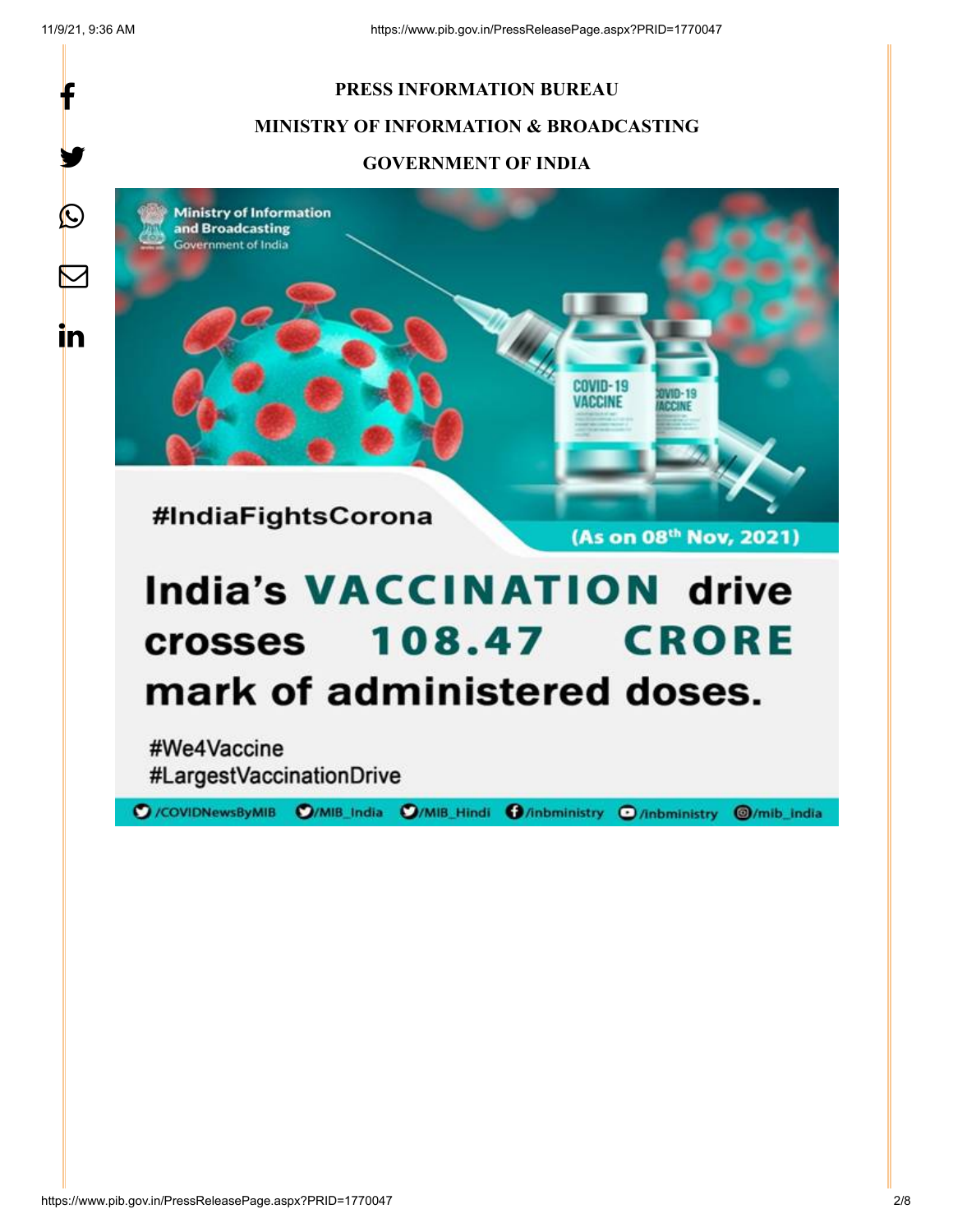**PRESS INFORMATION BUREAU**

**MINISTRY OF INFORMATION & BROADCASTING**

**GOVERNMENT OF INDIA**

Ministry of Information and Broadcasting
Government of India

#IndiaFightsCorona

(As on 08th Nov, 2021)

# India's VACCINATION drive crosses 108.47 CRORE mark of administered doses.

#We4Vaccine
#LargestVaccinationDrive

/COVIDNewsByMIB /MIB_India /MIB_Hindi /inbministry /inbministry /mib_india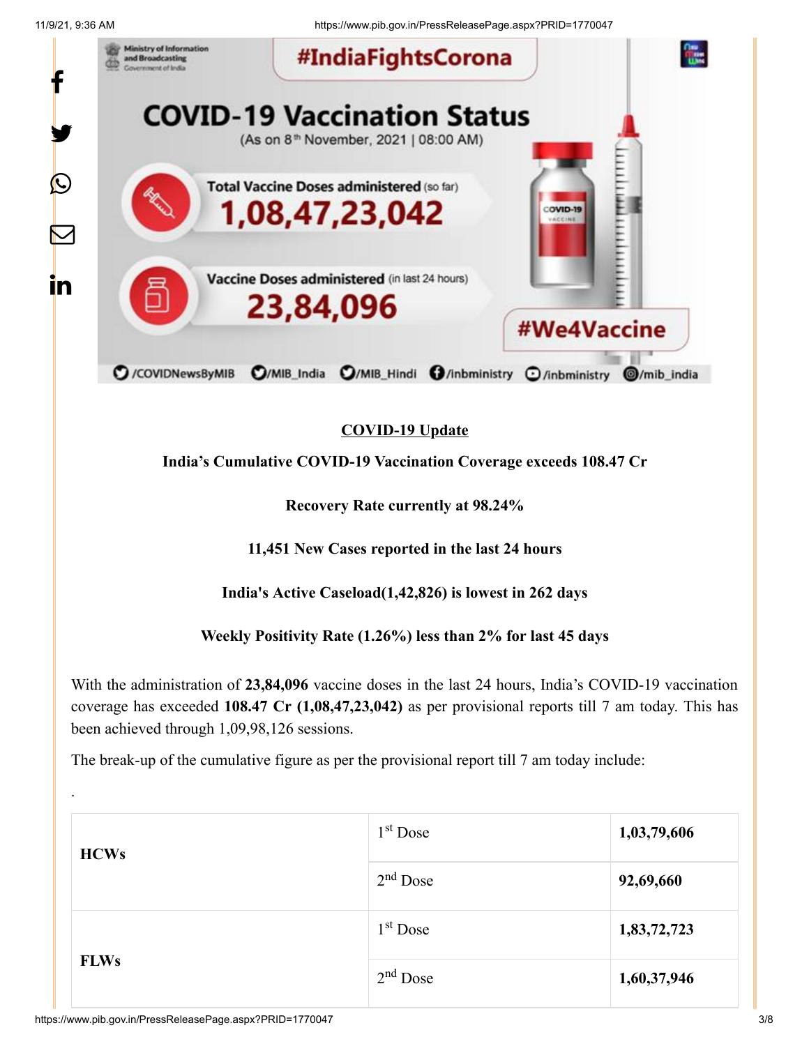## COVID-19 Update

**India's Cumulative COVID-19 Vaccination Coverage exceeds 108.47 Cr**

**Recovery Rate currently at 98.24%**

**11,451 New Cases reported in the last 24 hours**

**India's Active Caseload(1,42,826) is lowest in 262 days**

**Weekly Positivity Rate (1.26%) less than 2% for last 45 days**

With the administration of **23,84,096** vaccine doses in the last 24 hours, India's COVID-19 vaccination coverage has exceeded **108.47 Cr (1,08,47,23,042)** as per provisional reports till 7 am today. This has been achieved through 1,09,98,126 sessions.

The break-up of the cumulative figure as per the provisional report till 7 am today include:

.

| | | |
|---|---|---|
| **HCWs** | 1st Dose | **1,03,79,606** |
| | 2nd Dose | **92,69,660** |
| **FLWs** | 1st Dose | **1,83,72,723** |
| | 2nd Dose | **1,60,37,946** |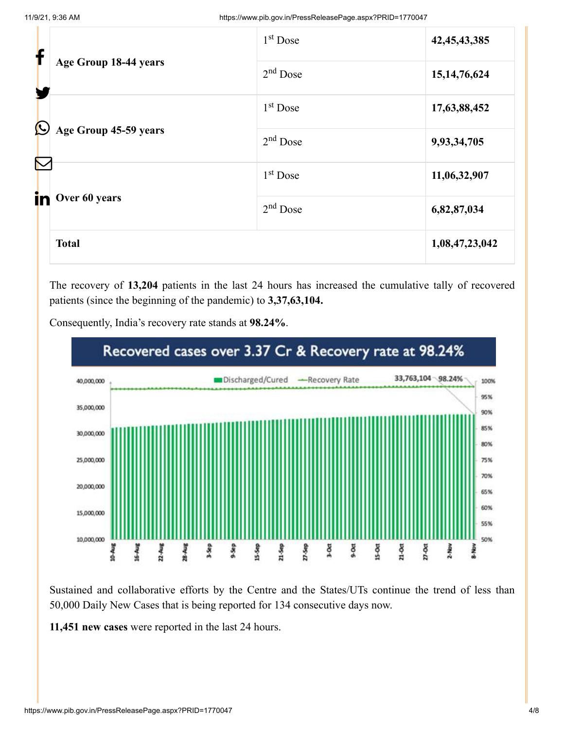| Age Group 18-44 years | 1st Dose | 42,45,43,385 |
|---|---|---|
| | 2nd Dose | 15,14,76,624 |
| Age Group 45-59 years | 1st Dose | 17,63,88,452 |
| | 2nd Dose | 9,93,34,705 |
| Over 60 years | 1st Dose | 11,06,32,907 |
| | 2nd Dose | 6,82,87,034 |
| **Total** | | **1,08,47,23,042** |

The recovery of **13,204** patients in the last 24 hours has increased the cumulative tally of recovered patients (since the beginning of the pandemic) to **3,37,63,104.**

Consequently, India's recovery rate stands at **98.24%**.

Recovered cases over 3.37 Cr & Recovery rate at 98.24%

Sustained and collaborative efforts by the Centre and the States/UTs continue the trend of less than 50,000 Daily New Cases that is being reported for 134 consecutive days now.

**11,451 new cases** were reported in the last 24 hours.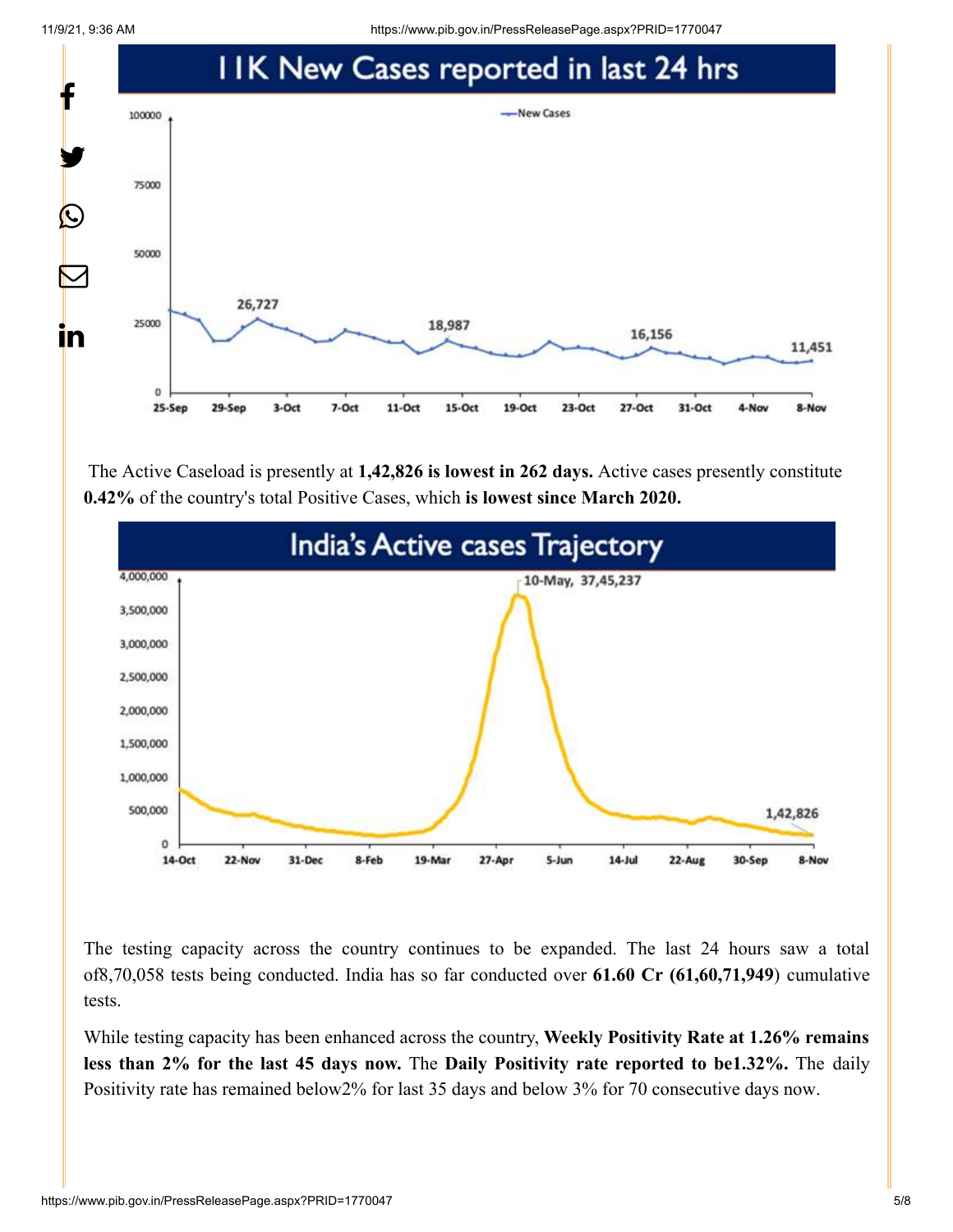## 11K New Cases reported in last 24 hrs

The Active Caseload is presently at **1,42,826 is lowest in 262 days.** Active cases presently constitute **0.42%** of the country's total Positive Cases, which **is lowest since March 2020.**

## India's Active cases Trajectory

The testing capacity across the country continues to be expanded. The last 24 hours saw a total of8,70,058 tests being conducted. India has so far conducted over **61.60 Cr (61,60,71,949**) cumulative tests.

While testing capacity has been enhanced across the country, **Weekly Positivity Rate at 1.26% remains less than 2% for the last 45 days now.** The **Daily Positivity rate reported to be1.32%.** The daily Positivity rate has remained below2% for last 35 days and below 3% for 70 consecutive days now.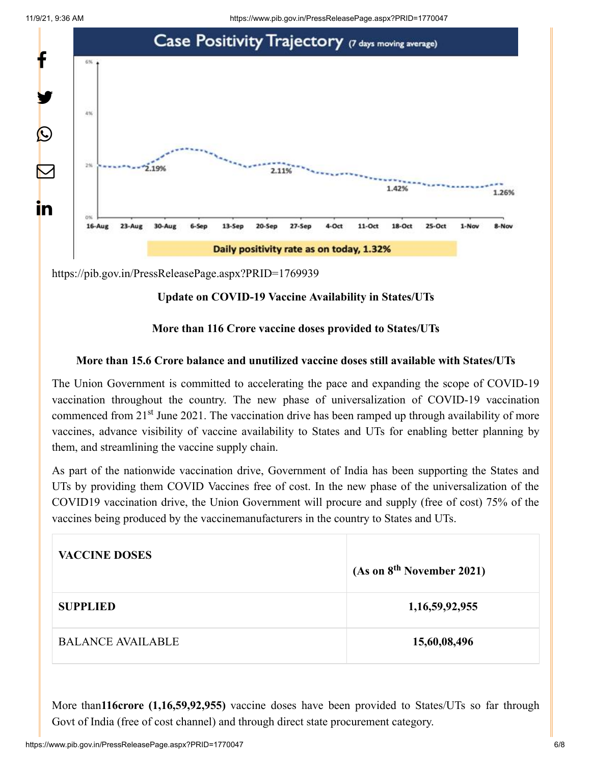https://pib.gov.in/PressReleasePage.aspx?PRID=1769939

**Update on COVID-19 Vaccine Availability in States/UTs**

**More than 116 Crore vaccine doses provided to States/UTs**

**More than 15.6 Crore balance and unutilized vaccine doses still available with States/UTs**

The Union Government is committed to accelerating the pace and expanding the scope of COVID-19 vaccination throughout the country. The new phase of universalization of COVID-19 vaccination commenced from 21st June 2021. The vaccination drive has been ramped up through availability of more vaccines, advance visibility of vaccine availability to States and UTs for enabling better planning by them, and streamlining the vaccine supply chain.

As part of the nationwide vaccination drive, Government of India has been supporting the States and UTs by providing them COVID Vaccines free of cost. In the new phase of the universalization of the COVID19 vaccination drive, the Union Government will procure and supply (free of cost) 75% of the vaccines being produced by the vaccinemanufacturers in the country to States and UTs.

| **VACCINE DOSES** | **(As on 8th November 2021)** |
|---|---|
| **SUPPLIED** | **1,16,59,92,955** |
| BALANCE AVAILABLE | **15,60,08,496** |

More than**116crore (1,16,59,92,955)** vaccine doses have been provided to States/UTs so far through Govt of India (free of cost channel) and through direct state procurement category.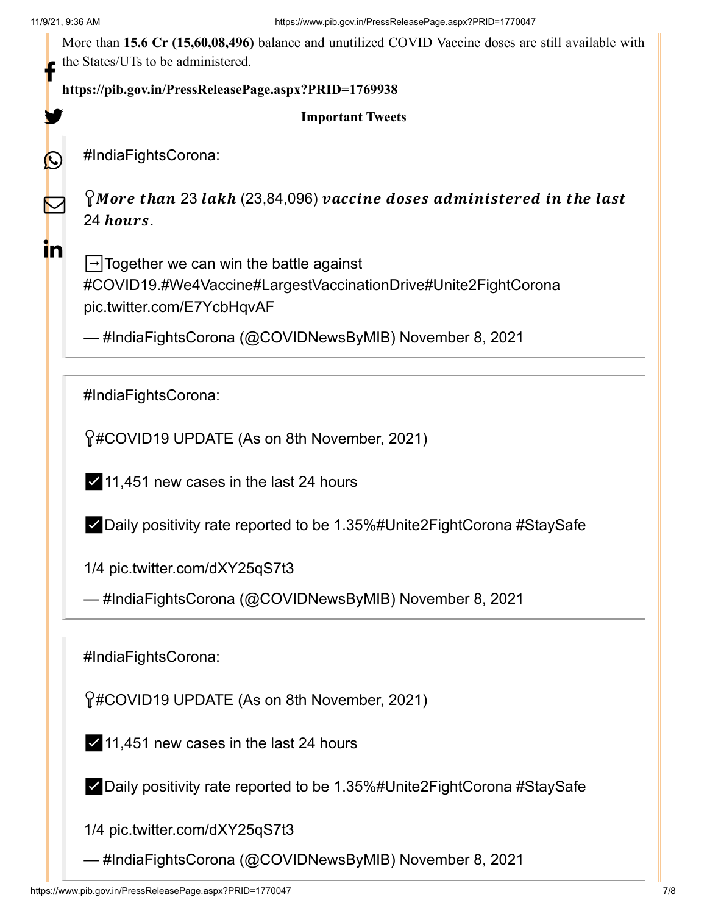More than **15.6 Cr (15,60,08,496)** balance and unutilized COVID Vaccine doses are still available with the States/UTs to be administered.

**https://pib.gov.in/PressReleasePage.aspx?PRID=1769938**

**Important Tweets**

#IndiaFightsCorona:

*More than* 23 *lakh* (23,84,096) *vaccine doses administered in the last* 24 *hours*.

➡Together we can win the battle against #COVID19.#We4Vaccine#LargestVaccinationDrive#Unite2FightCorona pic.twitter.com/E7YcbHqvAF

— #IndiaFightsCorona (@COVIDNewsByMIB) November 8, 2021

#IndiaFightsCorona:

#COVID19 UPDATE (As on 8th November, 2021)

✅11,451 new cases in the last 24 hours

✅Daily positivity rate reported to be 1.35%#Unite2FightCorona #StaySafe

1/4 pic.twitter.com/dXY25qS7t3

— #IndiaFightsCorona (@COVIDNewsByMIB) November 8, 2021

#IndiaFightsCorona:

#COVID19 UPDATE (As on 8th November, 2021)

✅11,451 new cases in the last 24 hours

✅Daily positivity rate reported to be 1.35%#Unite2FightCorona #StaySafe

1/4 pic.twitter.com/dXY25qS7t3

— #IndiaFightsCorona (@COVIDNewsByMIB) November 8, 2021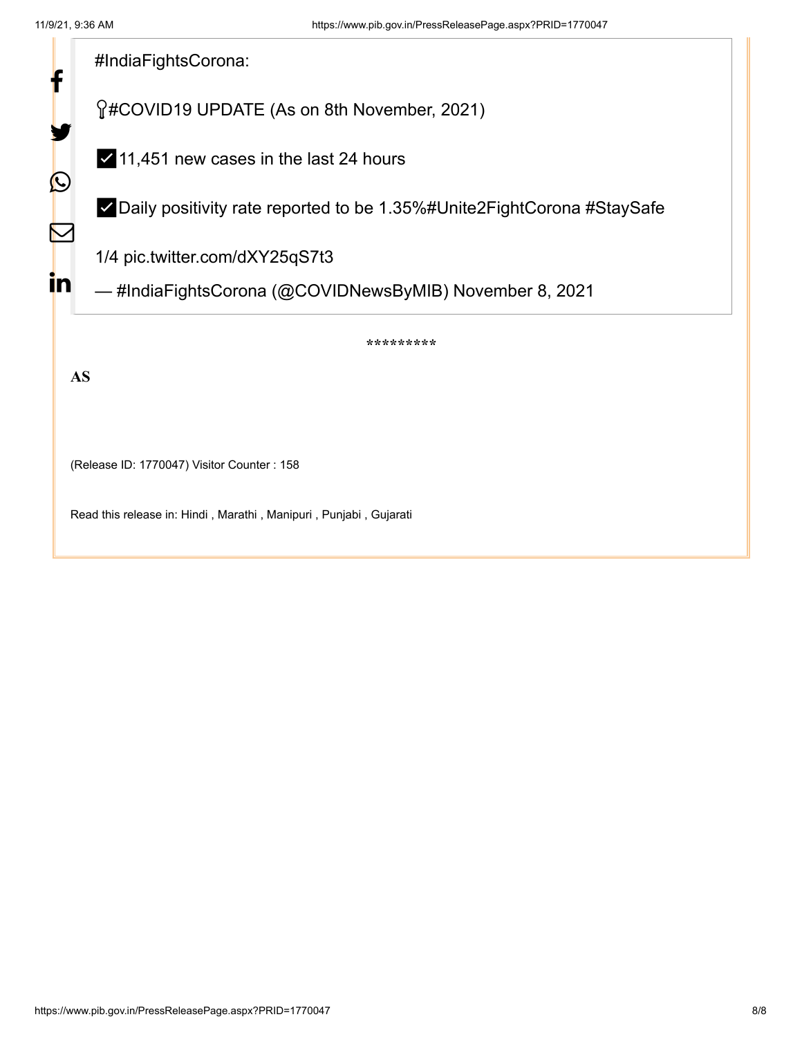#IndiaFightsCorona:

#COVID19 UPDATE (As on 8th November, 2021)

✅ 11,451 new cases in the last 24 hours

✅ Daily positivity rate reported to be 1.35%#Unite2FightCorona #StaySafe

1/4 pic.twitter.com/dXY25qS7t3

— #IndiaFightsCorona (@COVIDNewsByMIB) November 8, 2021

*********

**AS**

(Release ID: 1770047) Visitor Counter : 158

Read this release in: Hindi , Marathi , Manipuri , Punjabi , Gujarati